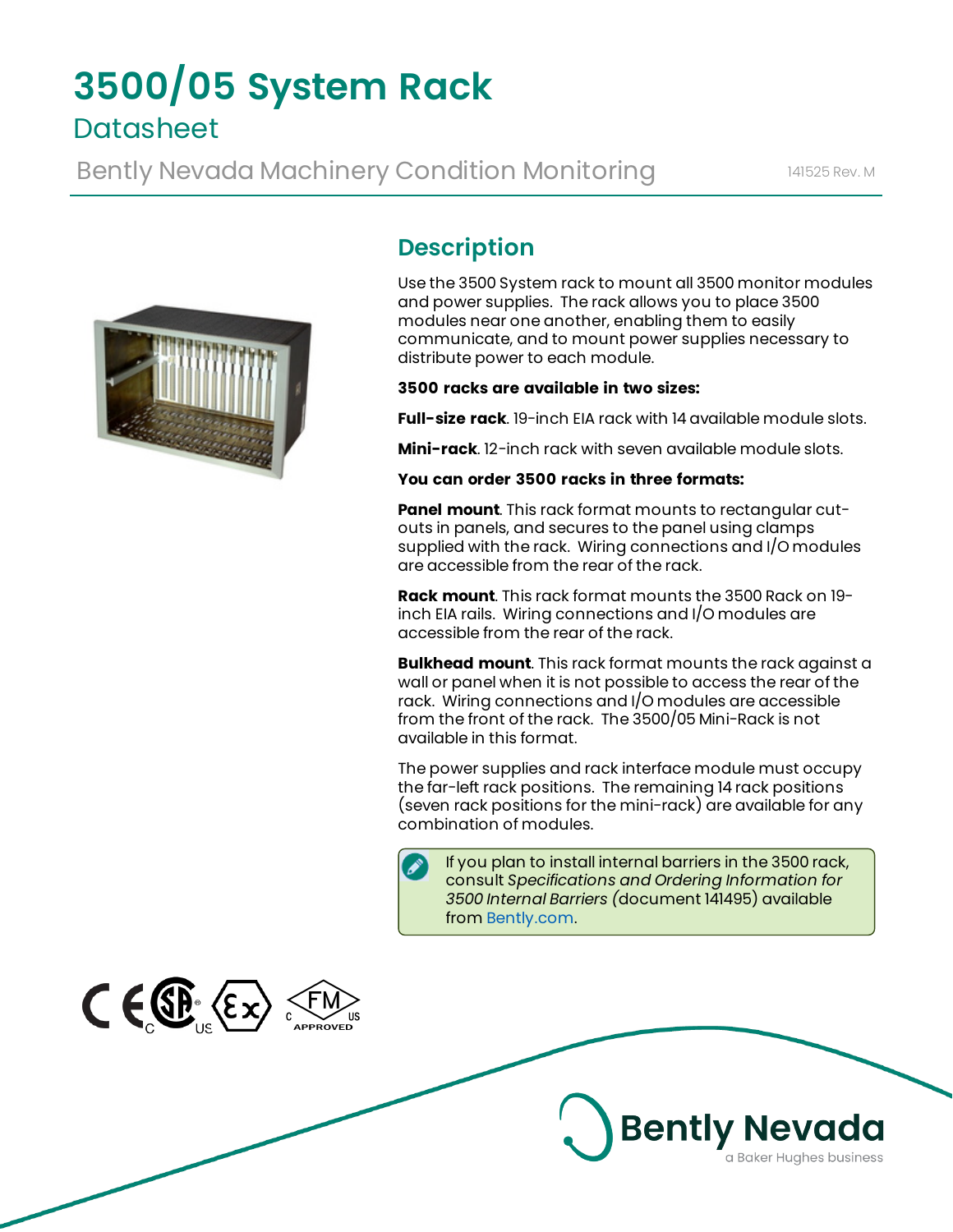# 3500/05 System Rack

## Datasheet

Bently Nevada Machinery Condition Monitoring

141525 Rev. M

## Description

Use the 3500 System rack to mount all 3500 monitor modules and power supplies. The rack allows you to place 3500 modules near one another, enabling them to easily communicate, and to mount power supplies necessary to distribute power to each module.

**3500 racks are available in two sizes:**

**Full-size rack**. 19-inch EIA rack with 14 available module slots.

**Mini-rack**. 12-inch rack with seven available module slots.

**You can order 3500 racks in three formats:**

**Panel mount**. This rack format mounts to rectangular cut-outs in panels, and secures to the panel using clamps supplied with the rack. Wiring connections and I/O modules are accessible from the rear of the rack.

**Rack mount**. This rack format mounts the 3500 Rack on 19-inch EIA rails. Wiring connections and I/O modules are accessible from the rear of the rack.

**Bulkhead mount**. This rack format mounts the rack against a wall or panel when it is not possible to access the rear of the rack. Wiring connections and I/O modules are accessible from the front of the rack. The 3500/05 Mini-Rack is not available in this format.

The power supplies and rack interface module must occupy the far-left rack positions. The remaining 14 rack positions (seven rack positions for the mini-rack) are available for any combination of modules.

> If you plan to install internal barriers in the 3500 rack, consult *Specifications and Ordering Information for 3500 Internal Barriers* (document 141495) available from Bently.com.

Bently Nevada
a Baker Hughes business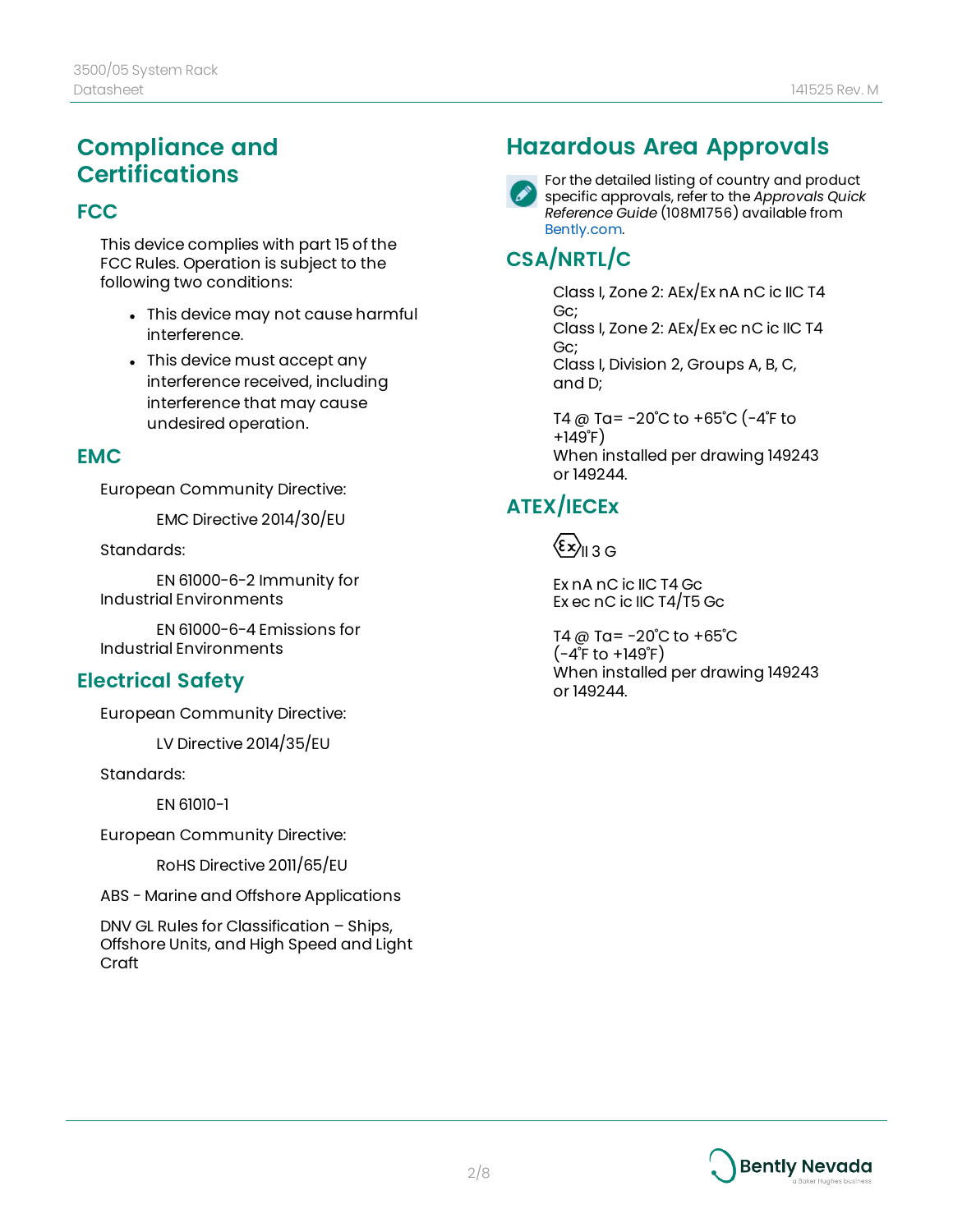# Compliance and Certifications

## FCC

This device complies with part 15 of the FCC Rules. Operation is subject to the following two conditions:

- This device may not cause harmful interference.
- This device must accept any interference received, including interference that may cause undesired operation.

## EMC

European Community Directive:

EMC Directive 2014/30/EU

Standards:

EN 61000-6-2 Immunity for Industrial Environments

EN 61000-6-4 Emissions for Industrial Environments

## Electrical Safety

European Community Directive:

LV Directive 2014/35/EU

Standards:

EN 61010-1

European Community Directive:

RoHS Directive 2011/65/EU

ABS - Marine and Offshore Applications

DNV GL Rules for Classification – Ships, Offshore Units, and High Speed and Light Craft

# Hazardous Area Approvals

For the detailed listing of country and product specific approvals, refer to the *Approvals Quick Reference Guide* (108M1756) available from Bently.com.

## CSA/NRTL/C

Class I, Zone 2: AEx/Ex nA nC ic IIC T4 Gc;
Class I, Zone 2: AEx/Ex ec nC ic IIC T4 Gc;
Class I, Division 2, Groups A, B, C, and D;

T4 @ Ta= -20˚C to +65˚C (-4˚F to +149˚F)
When installed per drawing 149243 or 149244.

## ATEX/IECEx

Ex II 3 G

Ex nA nC ic IIC T4 Gc
Ex ec nC ic IIC T4/T5 Gc

T4 @ Ta= -20˚C to +65˚C (-4˚F to +149˚F)
When installed per drawing 149243 or 149244.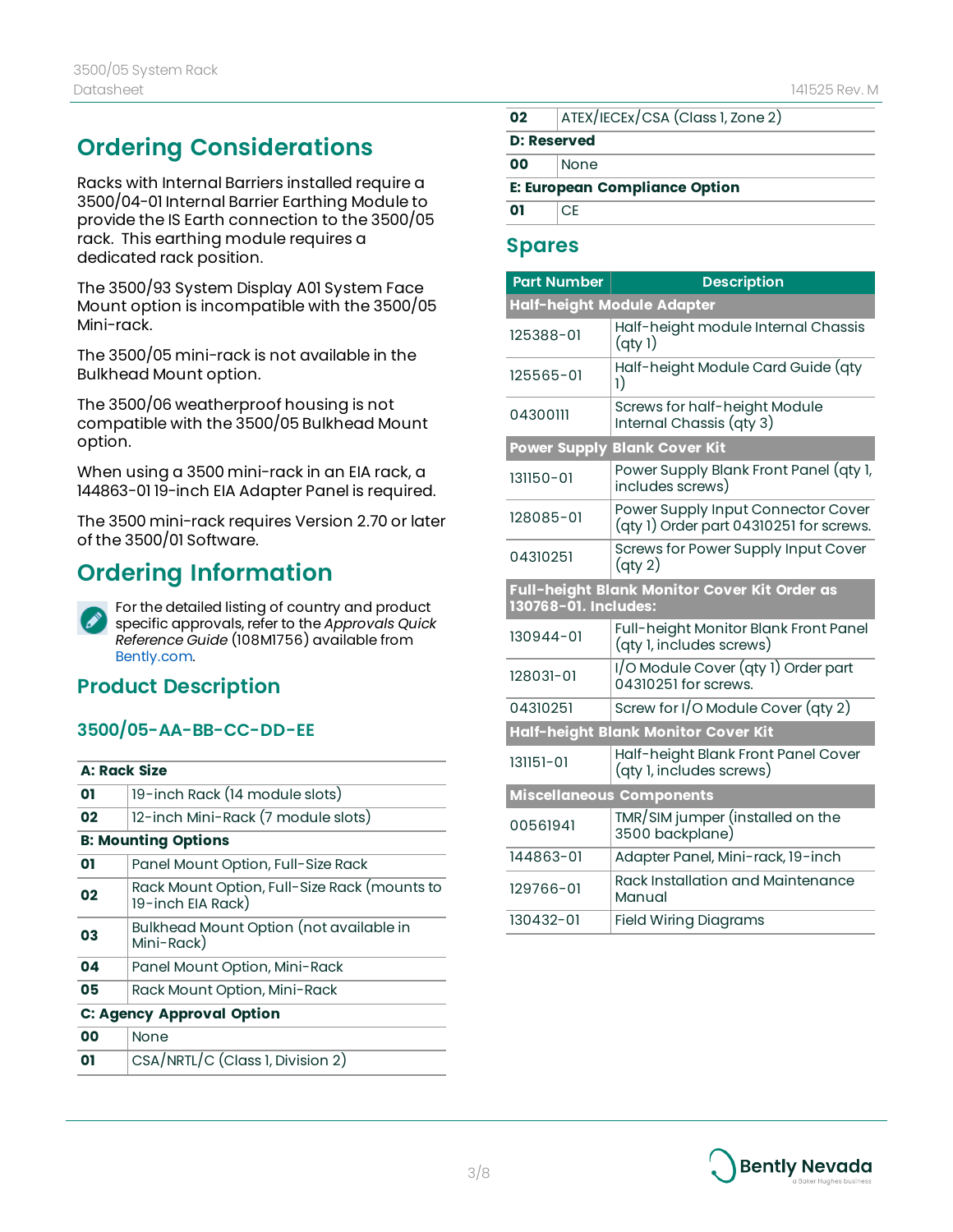## Ordering Considerations

Racks with Internal Barriers installed require a 3500/04-01 Internal Barrier Earthing Module to provide the IS Earth connection to the 3500/05 rack. This earthing module requires a dedicated rack position.

The 3500/93 System Display A01 System Face Mount option is incompatible with the 3500/05 Mini-rack.

The 3500/05 mini-rack is not available in the Bulkhead Mount option.

The 3500/06 weatherproof housing is not compatible with the 3500/05 Bulkhead Mount option.

When using a 3500 mini-rack in an EIA rack, a 144863-01 19-inch EIA Adapter Panel is required.

The 3500 mini-rack requires Version 2.70 or later of the 3500/01 Software.

## Ordering Information

For the detailed listing of country and product specific approvals, refer to the *Approvals Quick Reference Guide* (108M1756) available from Bently.com.

## Product Description

### 3500/05-AA-BB-CC-DD-EE

| **A: Rack Size** | |
|---|---|
| **01** | 19-inch Rack (14 module slots) |
| **02** | 12-inch Mini-Rack (7 module slots) |
| **B: Mounting Options** | |
| **01** | Panel Mount Option, Full-Size Rack |
| **02** | Rack Mount Option, Full-Size Rack (mounts to 19-inch EIA Rack) |
| **03** | Bulkhead Mount Option (not available in Mini-Rack) |
| **04** | Panel Mount Option, Mini-Rack |
| **05** | Rack Mount Option, Mini-Rack |
| **C: Agency Approval Option** | |
| **00** | None |
| **01** | CSA/NRTL/C (Class 1, Division 2) |
| **02** | ATEX/IECEx/CSA (Class 1, Zone 2) |
| **D: Reserved** | |
| **00** | None |
| **E: European Compliance Option** | |
| **01** | CE |

## Spares

| Part Number | Description |
|---|---|
| **Half-height Module Adapter** | |
| 125388-01 | Half-height module Internal Chassis (qty 1) |
| 125565-01 | Half-height Module Card Guide (qty 1) |
| 04300111 | Screws for half-height Module Internal Chassis (qty 3) |
| **Power Supply Blank Cover Kit** | |
| 131150-01 | Power Supply Blank Front Panel (qty 1, includes screws) |
| 128085-01 | Power Supply Input Connector Cover (qty 1) Order part 04310251 for screws. |
| 04310251 | Screws for Power Supply Input Cover (qty 2) |
| **Full-height Blank Monitor Cover Kit Order as 130768-01. Includes:** | |
| 130944-01 | Full-height Monitor Blank Front Panel (qty 1, includes screws) |
| 128031-01 | I/O Module Cover (qty 1) Order part 04310251 for screws. |
| 04310251 | Screw for I/O Module Cover (qty 2) |
| **Half-height Blank Monitor Cover Kit** | |
| 131151-01 | Half-height Blank Front Panel Cover (qty 1, includes screws) |
| **Miscellaneous Components** | |
| 00561941 | TMR/SIM jumper (installed on the 3500 backplane) |
| 144863-01 | Adapter Panel, Mini-rack, 19-inch |
| 129766-01 | Rack Installation and Maintenance Manual |
| 130432-01 | Field Wiring Diagrams |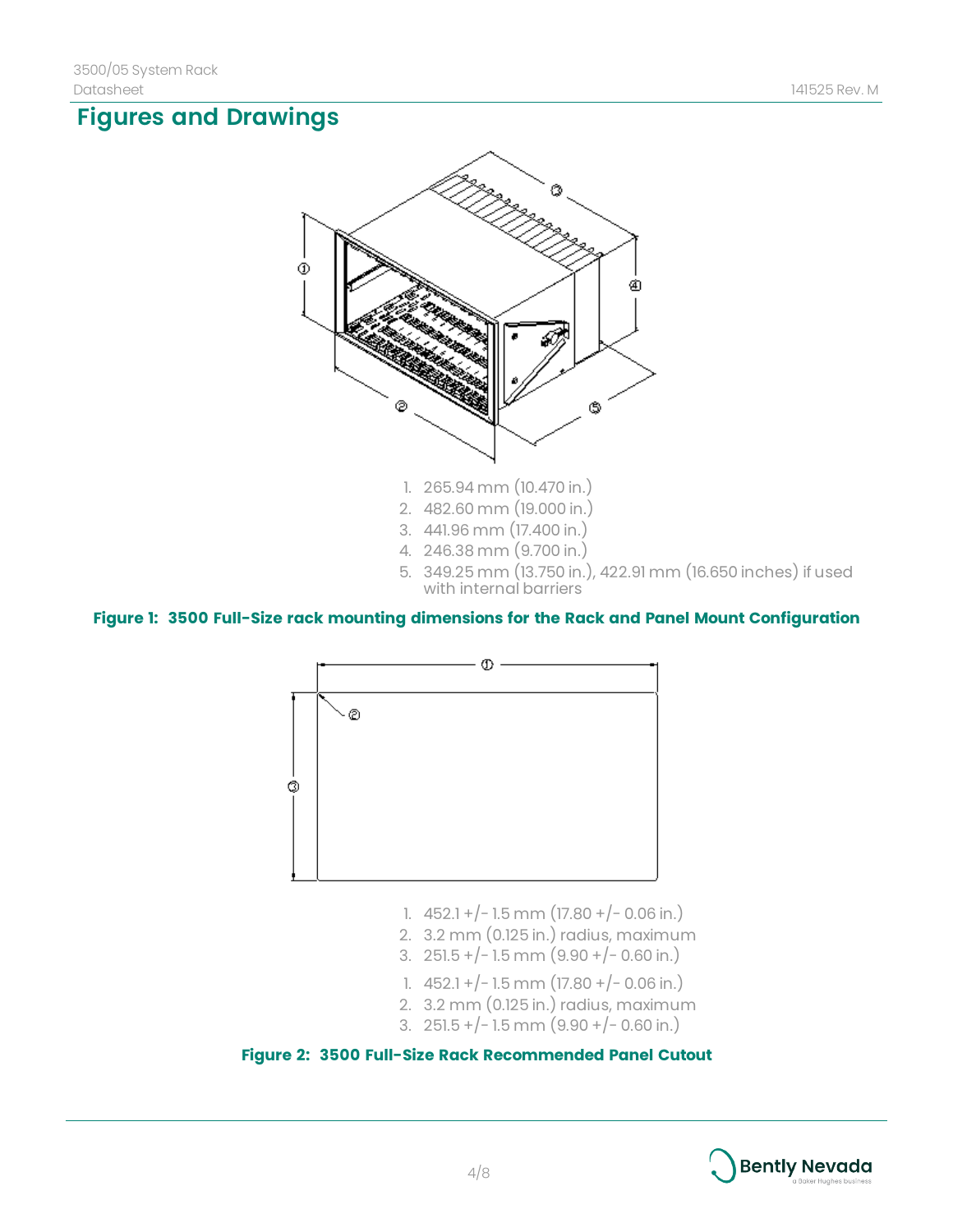## Figures and Drawings

1. 265.94 mm (10.470 in.)
2. 482.60 mm (19.000 in.)
3. 441.96 mm (17.400 in.)
4. 246.38 mm (9.700 in.)
5. 349.25 mm (13.750 in.), 422.91 mm (16.650 inches) if used with internal barriers

**Figure 1: 3500 Full-Size rack mounting dimensions for the Rack and Panel Mount Configuration**

1. 452.1 +/- 1.5 mm (17.80 +/- 0.06 in.)
2. 3.2 mm (0.125 in.) radius, maximum
3. 251.5 +/- 1.5 mm (9.90 +/- 0.60 in.)

1. 452.1 +/- 1.5 mm (17.80 +/- 0.06 in.)
2. 3.2 mm (0.125 in.) radius, maximum
3. 251.5 +/- 1.5 mm (9.90 +/- 0.60 in.)

**Figure 2: 3500 Full-Size Rack Recommended Panel Cutout**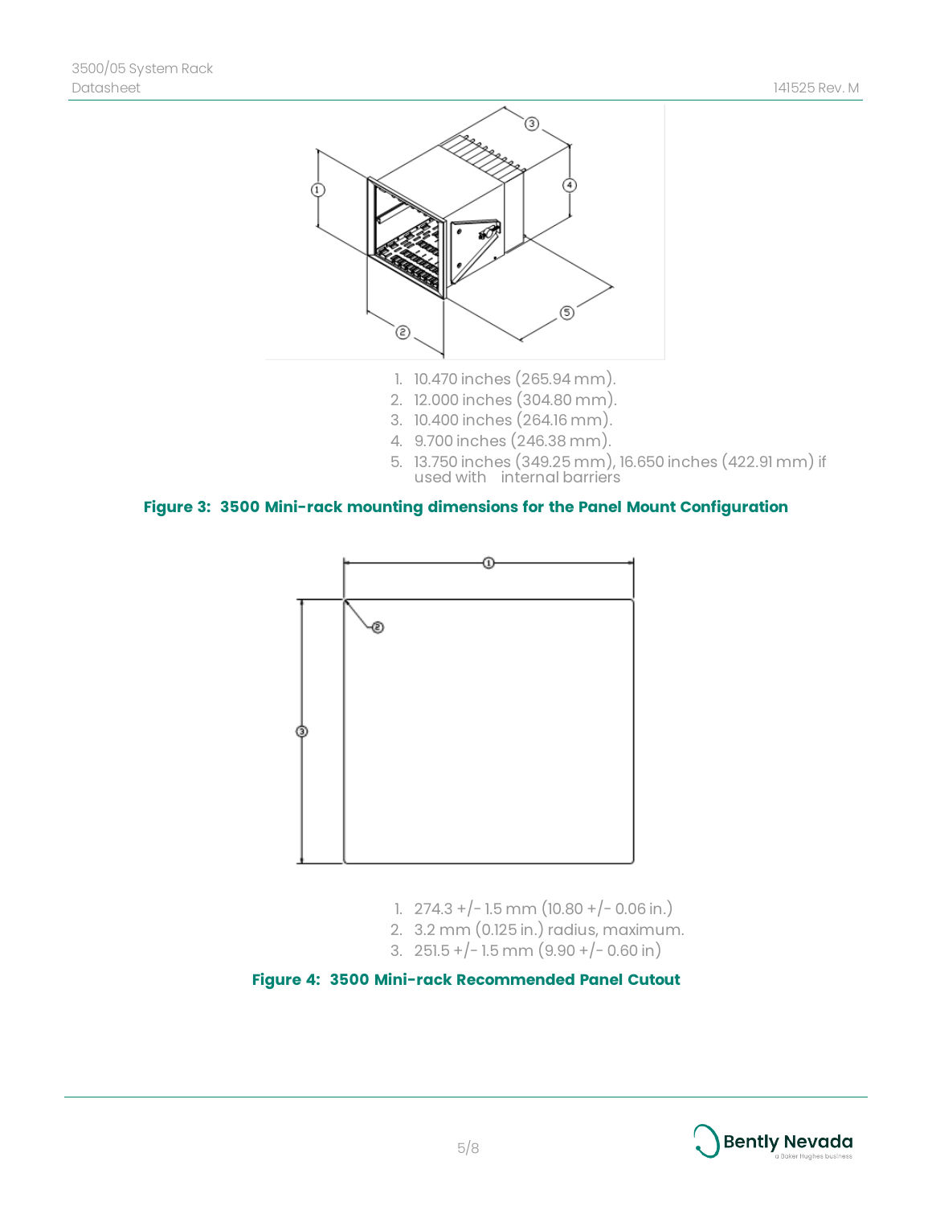1. 10.470 inches (265.94 mm).
2. 12.000 inches (304.80 mm).
3. 10.400 inches (264.16 mm).
4. 9.700 inches (246.38 mm).
5. 13.750 inches (349.25 mm), 16.650 inches (422.91 mm) if used with internal barriers

**Figure 3: 3500 Mini-rack mounting dimensions for the Panel Mount Configuration**

1. 274.3 +/- 1.5 mm (10.80 +/- 0.06 in.)
2. 3.2 mm (0.125 in.) radius, maximum.
3. 251.5 +/- 1.5 mm (9.90 +/- 0.60 in)

**Figure 4: 3500 Mini-rack Recommended Panel Cutout**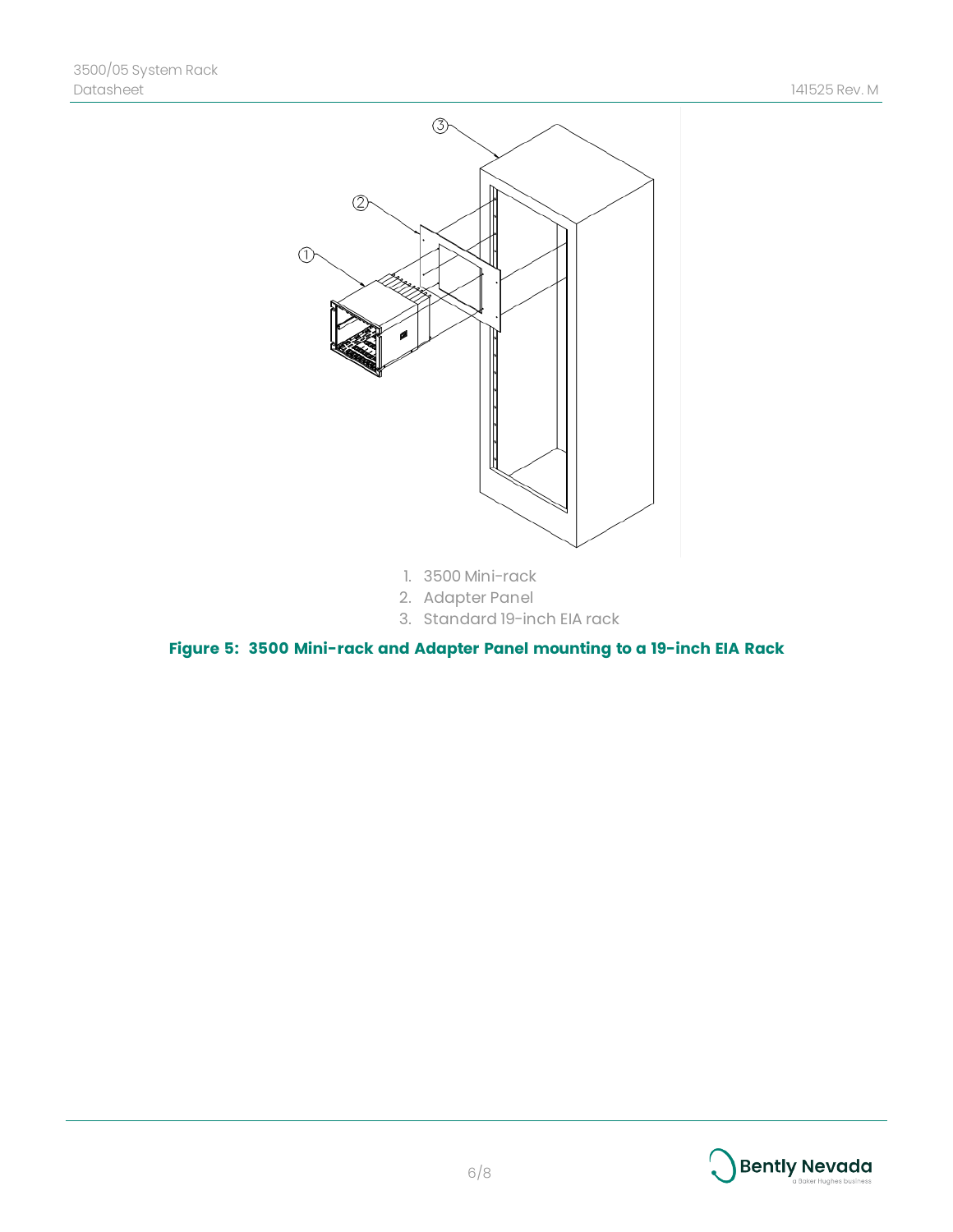1. 3500 Mini-rack
2. Adapter Panel
3. Standard 19-inch EIA rack

**Figure 5: 3500 Mini-rack and Adapter Panel mounting to a 19-inch EIA Rack**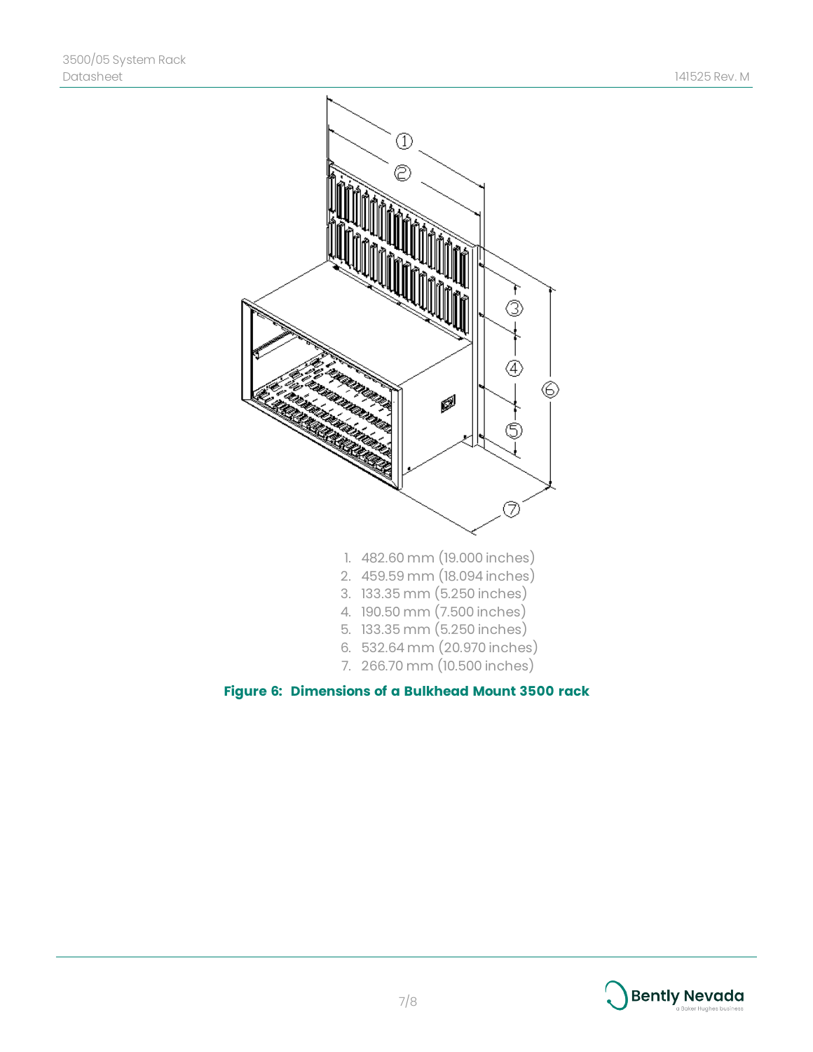1. 482.60 mm (19.000 inches)
2. 459.59 mm (18.094 inches)
3. 133.35 mm (5.250 inches)
4. 190.50 mm (7.500 inches)
5. 133.35 mm (5.250 inches)
6. 532.64 mm (20.970 inches)
7. 266.70 mm (10.500 inches)

**Figure 6: Dimensions of a Bulkhead Mount 3500 rack**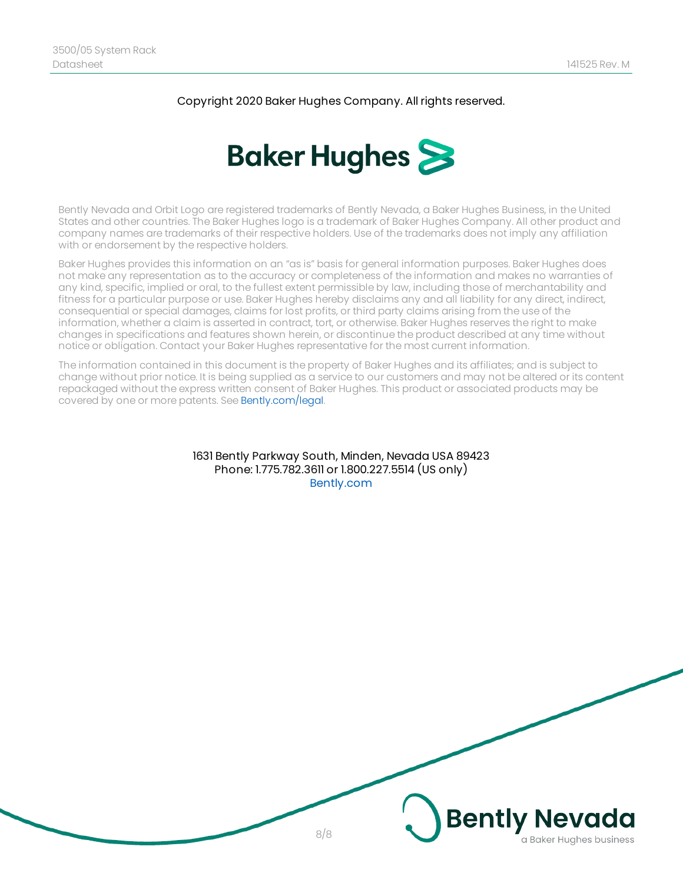Copyright 2020 Baker Hughes Company. All rights reserved.

Bently Nevada and Orbit Logo are registered trademarks of Bently Nevada, a Baker Hughes Business, in the United States and other countries. The Baker Hughes logo is a trademark of Baker Hughes Company. All other product and company names are trademarks of their respective holders. Use of the trademarks does not imply any affiliation with or endorsement by the respective holders.

Baker Hughes provides this information on an "as is" basis for general information purposes. Baker Hughes does not make any representation as to the accuracy or completeness of the information and makes no warranties of any kind, specific, implied or oral, to the fullest extent permissible by law, including those of merchantability and fitness for a particular purpose or use. Baker Hughes hereby disclaims any and all liability for any direct, indirect, consequential or special damages, claims for lost profits, or third party claims arising from the use of the information, whether a claim is asserted in contract, tort, or otherwise. Baker Hughes reserves the right to make changes in specifications and features shown herein, or discontinue the product described at any time without notice or obligation. Contact your Baker Hughes representative for the most current information.

The information contained in this document is the property of Baker Hughes and its affiliates; and is subject to change without prior notice. It is being supplied as a service to our customers and may not be altered or its content repackaged without the express written consent of Baker Hughes. This product or associated products may be covered by one or more patents. See Bently.com/legal.

1631 Bently Parkway South, Minden, Nevada USA 89423
Phone: 1.775.782.3611 or 1.800.227.5514 (US only)
Bently.com